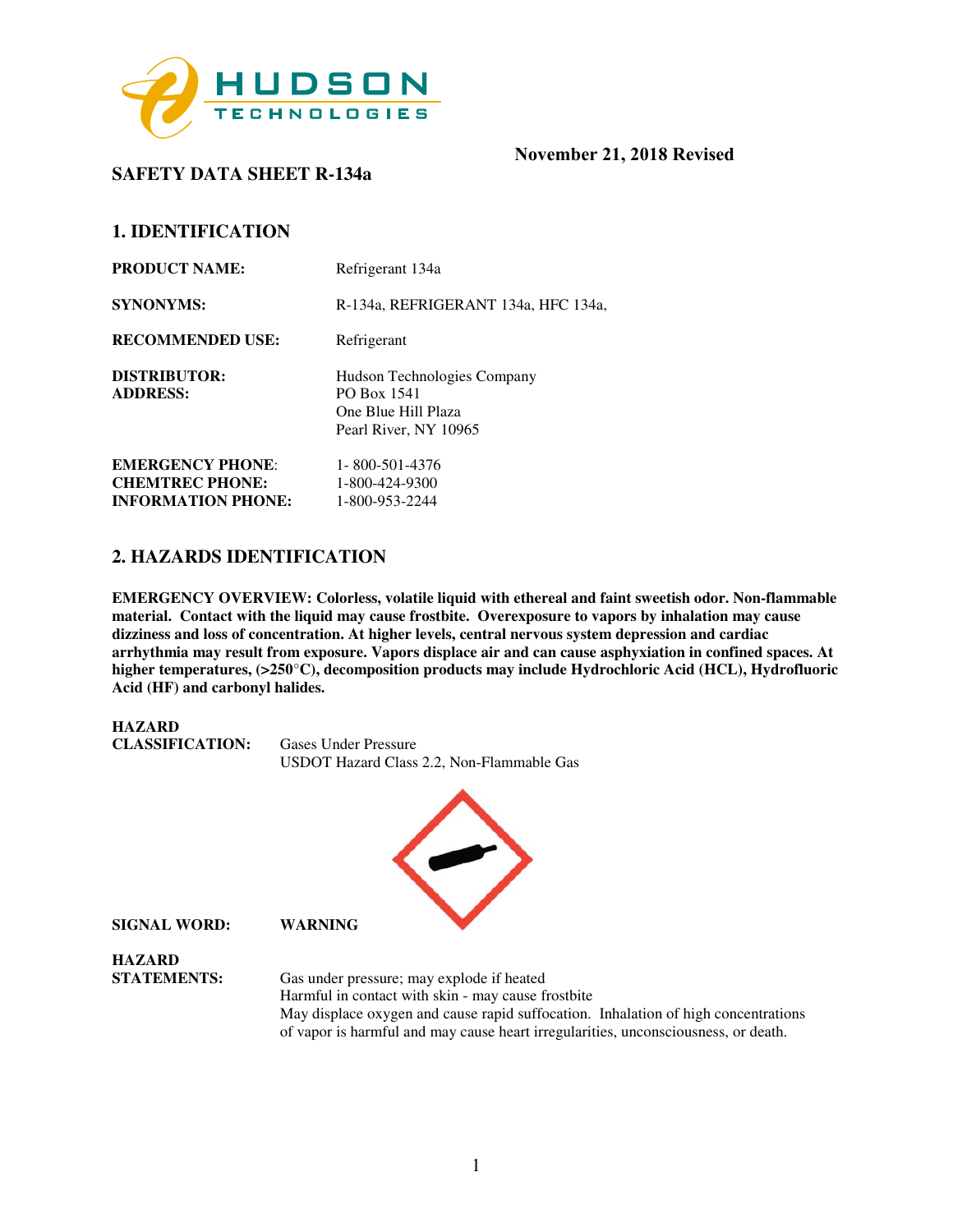HUDSON TECHNOLOGIES

**November 21, 2018 Revised**

**SAFETY DATA SHEET R-134a**

## 1. IDENTIFICATION

**PRODUCT NAME:** Refrigerant 134a

**SYNONYMS:** R-134a, REFRIGERANT 134a, HFC 134a,

**RECOMMENDED USE:** Refrigerant

**DISTRIBUTOR:** Hudson Technologies Company
**ADDRESS:** PO Box 1541
One Blue Hill Plaza
Pearl River, NY 10965

**EMERGENCY PHONE**: 1- 800-501-4376
**CHEMTREC PHONE:** 1-800-424-9300
**INFORMATION PHONE:** 1-800-953-2244

## 2. HAZARDS IDENTIFICATION

**EMERGENCY OVERVIEW: Colorless, volatile liquid with ethereal and faint sweetish odor. Non-flammable material. Contact with the liquid may cause frostbite. Overexposure to vapors by inhalation may cause dizziness and loss of concentration. At higher levels, central nervous system depression and cardiac arrhythmia may result from exposure. Vapors displace air and can cause asphyxiation in confined spaces. At higher temperatures, (>250°C), decomposition products may include Hydrochloric Acid (HCL), Hydrofluoric Acid (HF) and carbonyl halides.**

**HAZARD CLASSIFICATION:** Gases Under Pressure
USDOT Hazard Class 2.2, Non-Flammable Gas

**SIGNAL WORD:** **WARNING**

**HAZARD STATEMENTS:** Gas under pressure; may explode if heated
Harmful in contact with skin - may cause frostbite
May displace oxygen and cause rapid suffocation. Inhalation of high concentrations of vapor is harmful and may cause heart irregularities, unconsciousness, or death.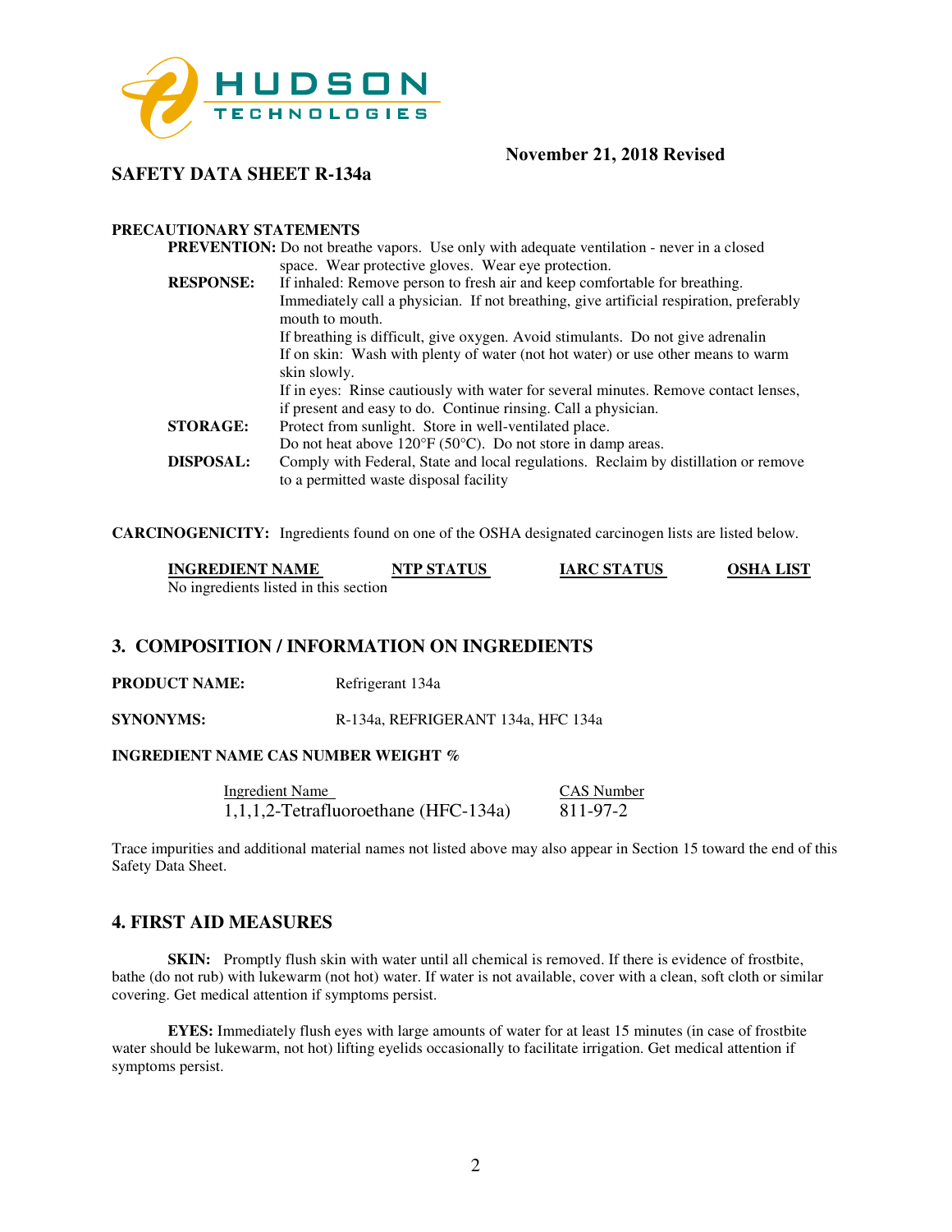**November 21, 2018 Revised**

## SAFETY DATA SHEET R-134a

**PRECAUTIONARY STATEMENTS**

**PREVENTION:** Do not breathe vapors. Use only with adequate ventilation - never in a closed space. Wear protective gloves. Wear eye protection.

**RESPONSE:** If inhaled: Remove person to fresh air and keep comfortable for breathing. Immediately call a physician. If not breathing, give artificial respiration, preferably mouth to mouth.
If breathing is difficult, give oxygen. Avoid stimulants. Do not give adrenalin
If on skin: Wash with plenty of water (not hot water) or use other means to warm skin slowly.
If in eyes: Rinse cautiously with water for several minutes. Remove contact lenses, if present and easy to do. Continue rinsing. Call a physician.

**STORAGE:** Protect from sunlight. Store in well-ventilated place.
Do not heat above 120°F (50°C). Do not store in damp areas.

**DISPOSAL:** Comply with Federal, State and local regulations. Reclaim by distillation or remove to a permitted waste disposal facility

**CARCINOGENICITY:** Ingredients found on one of the OSHA designated carcinogen lists are listed below.

| INGREDIENT NAME | NTP STATUS | IARC STATUS | OSHA LIST |
|---|---|---|---|
| No ingredients listed in this section | | | |

## 3. COMPOSITION / INFORMATION ON INGREDIENTS

**PRODUCT NAME:** Refrigerant 134a

**SYNONYMS:** R-134a, REFRIGERANT 134a, HFC 134a

**INGREDIENT NAME CAS NUMBER WEIGHT %**

| Ingredient Name | CAS Number |
|---|---|
| 1,1,1,2-Tetrafluoroethane (HFC-134a) | 811-97-2 |

Trace impurities and additional material names not listed above may also appear in Section 15 toward the end of this Safety Data Sheet.

## 4. FIRST AID MEASURES

**SKIN:** Promptly flush skin with water until all chemical is removed. If there is evidence of frostbite, bathe (do not rub) with lukewarm (not hot) water. If water is not available, cover with a clean, soft cloth or similar covering. Get medical attention if symptoms persist.

**EYES:** Immediately flush eyes with large amounts of water for at least 15 minutes (in case of frostbite water should be lukewarm, not hot) lifting eyelids occasionally to facilitate irrigation. Get medical attention if symptoms persist.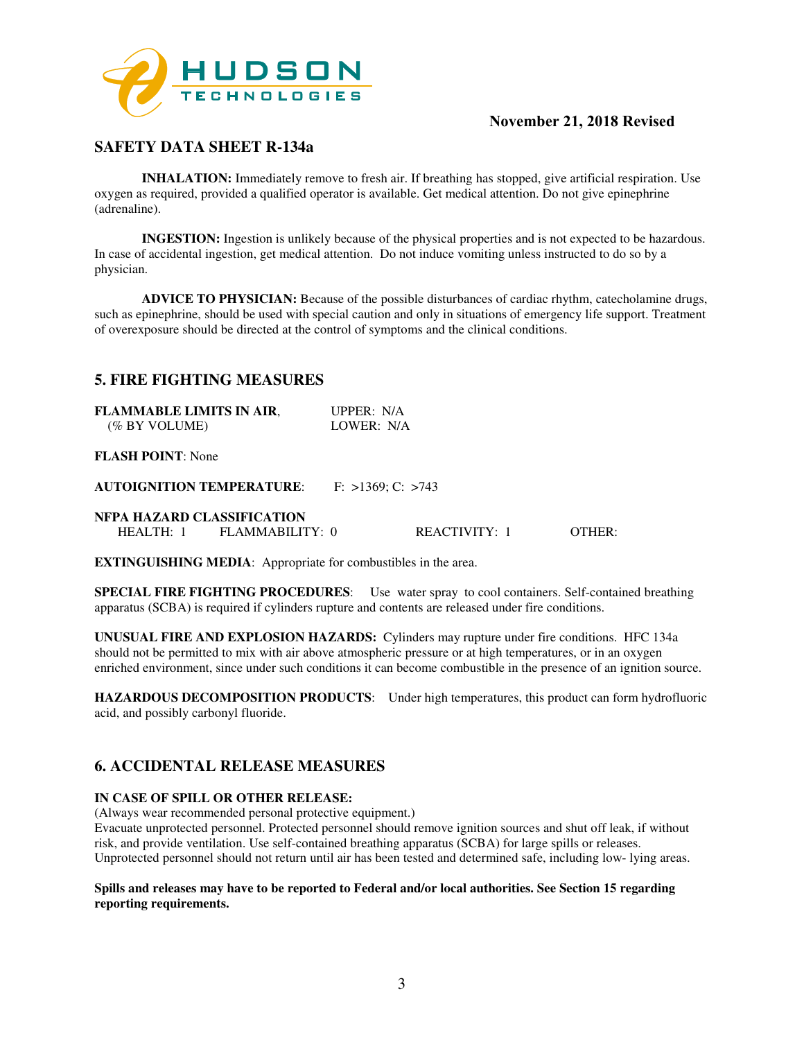**INHALATION:** Immediately remove to fresh air. If breathing has stopped, give artificial respiration. Use oxygen as required, provided a qualified operator is available. Get medical attention. Do not give epinephrine (adrenaline).

**INGESTION:** Ingestion is unlikely because of the physical properties and is not expected to be hazardous. In case of accidental ingestion, get medical attention. Do not induce vomiting unless instructed to do so by a physician.

**ADVICE TO PHYSICIAN:** Because of the possible disturbances of cardiac rhythm, catecholamine drugs, such as epinephrine, should be used with special caution and only in situations of emergency life support. Treatment of overexposure should be directed at the control of symptoms and the clinical conditions.

## 5. FIRE FIGHTING MEASURES

**FLAMMABLE LIMITS IN AIR,** (% BY VOLUME) UPPER: N/A LOWER: N/A

**FLASH POINT**: None

**AUTOIGNITION TEMPERATURE**: F: >1369; C: >743

**NFPA HAZARD CLASSIFICATION**
HEALTH: 1 FLAMMABILITY: 0 REACTIVITY: 1 OTHER:

**EXTINGUISHING MEDIA**: Appropriate for combustibles in the area.

**SPECIAL FIRE FIGHTING PROCEDURES**: Use water spray to cool containers. Self-contained breathing apparatus (SCBA) is required if cylinders rupture and contents are released under fire conditions.

**UNUSUAL FIRE AND EXPLOSION HAZARDS:** Cylinders may rupture under fire conditions. HFC 134a should not be permitted to mix with air above atmospheric pressure or at high temperatures, or in an oxygen enriched environment, since under such conditions it can become combustible in the presence of an ignition source.

**HAZARDOUS DECOMPOSITION PRODUCTS**: Under high temperatures, this product can form hydrofluoric acid, and possibly carbonyl fluoride.

## 6. ACCIDENTAL RELEASE MEASURES

**IN CASE OF SPILL OR OTHER RELEASE:**
(Always wear recommended personal protective equipment.)
Evacuate unprotected personnel. Protected personnel should remove ignition sources and shut off leak, if without risk, and provide ventilation. Use self-contained breathing apparatus (SCBA) for large spills or releases. Unprotected personnel should not return until air has been tested and determined safe, including low- lying areas.

**Spills and releases may have to be reported to Federal and/or local authorities. See Section 15 regarding reporting requirements.**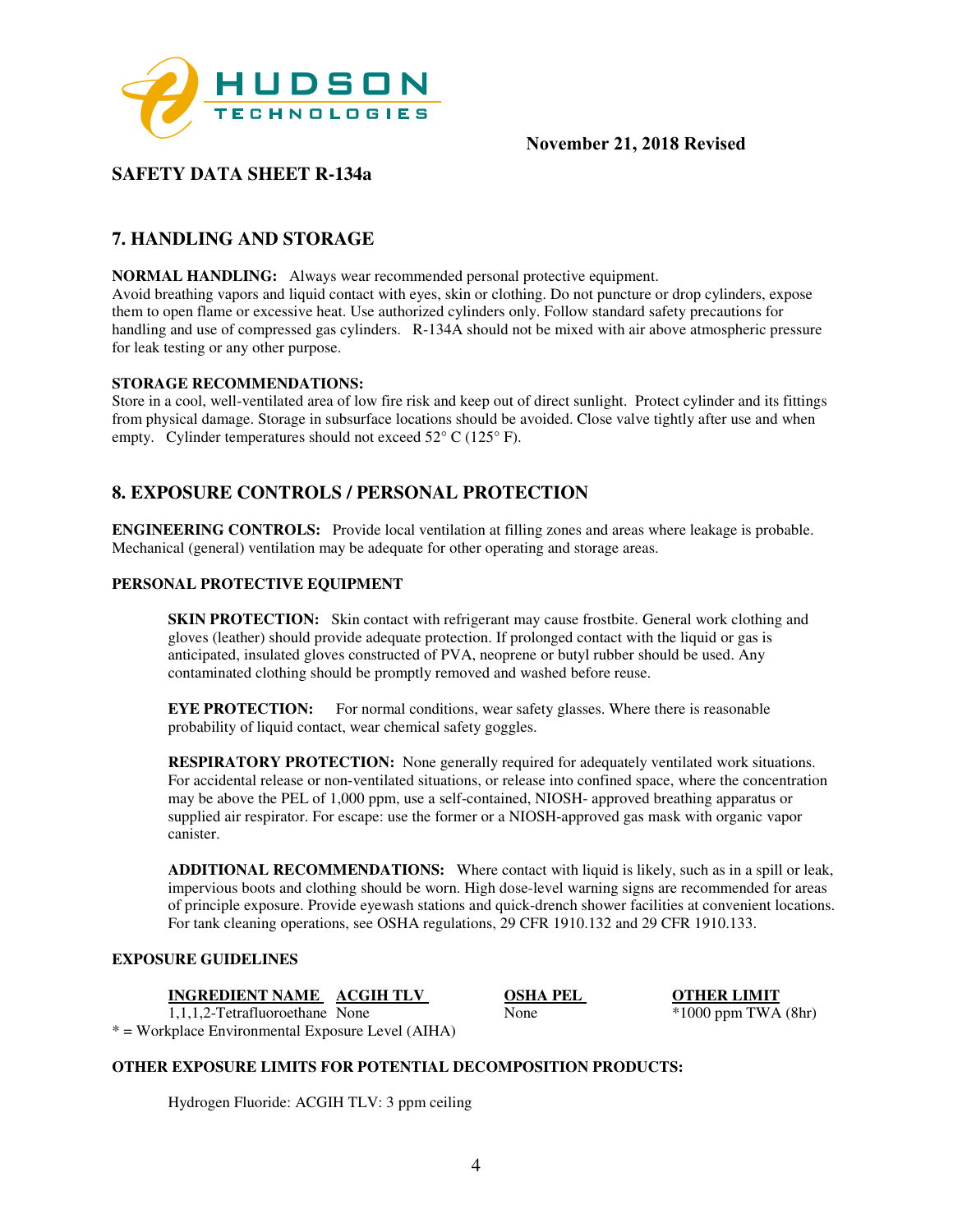November 21, 2018 Revised

## SAFETY DATA SHEET R-134a

## 7. HANDLING AND STORAGE

**NORMAL HANDLING:** Always wear recommended personal protective equipment.
Avoid breathing vapors and liquid contact with eyes, skin or clothing. Do not puncture or drop cylinders, expose them to open flame or excessive heat. Use authorized cylinders only. Follow standard safety precautions for handling and use of compressed gas cylinders. R-134A should not be mixed with air above atmospheric pressure for leak testing or any other purpose.

**STORAGE RECOMMENDATIONS:**
Store in a cool, well-ventilated area of low fire risk and keep out of direct sunlight. Protect cylinder and its fittings from physical damage. Storage in subsurface locations should be avoided. Close valve tightly after use and when empty. Cylinder temperatures should not exceed 52° C (125° F).

## 8. EXPOSURE CONTROLS / PERSONAL PROTECTION

**ENGINEERING CONTROLS:** Provide local ventilation at filling zones and areas where leakage is probable. Mechanical (general) ventilation may be adequate for other operating and storage areas.

**PERSONAL PROTECTIVE EQUIPMENT**

**SKIN PROTECTION:** Skin contact with refrigerant may cause frostbite. General work clothing and gloves (leather) should provide adequate protection. If prolonged contact with the liquid or gas is anticipated, insulated gloves constructed of PVA, neoprene or butyl rubber should be used. Any contaminated clothing should be promptly removed and washed before reuse.

**EYE PROTECTION:** For normal conditions, wear safety glasses. Where there is reasonable probability of liquid contact, wear chemical safety goggles.

**RESPIRATORY PROTECTION:** None generally required for adequately ventilated work situations. For accidental release or non-ventilated situations, or release into confined space, where the concentration may be above the PEL of 1,000 ppm, use a self-contained, NIOSH- approved breathing apparatus or supplied air respirator. For escape: use the former or a NIOSH-approved gas mask with organic vapor canister.

**ADDITIONAL RECOMMENDATIONS:** Where contact with liquid is likely, such as in a spill or leak, impervious boots and clothing should be worn. High dose-level warning signs are recommended for areas of principle exposure. Provide eyewash stations and quick-drench shower facilities at convenient locations. For tank cleaning operations, see OSHA regulations, 29 CFR 1910.132 and 29 CFR 1910.133.

**EXPOSURE GUIDELINES**

| INGREDIENT NAME | ACGIH TLV | OSHA PEL | OTHER LIMIT |
|---|---|---|---|
| 1,1,1,2-Tetrafluoroethane | None | None | *1000 ppm TWA (8hr) |

* = Workplace Environmental Exposure Level (AIHA)

**OTHER EXPOSURE LIMITS FOR POTENTIAL DECOMPOSITION PRODUCTS:**

Hydrogen Fluoride: ACGIH TLV: 3 ppm ceiling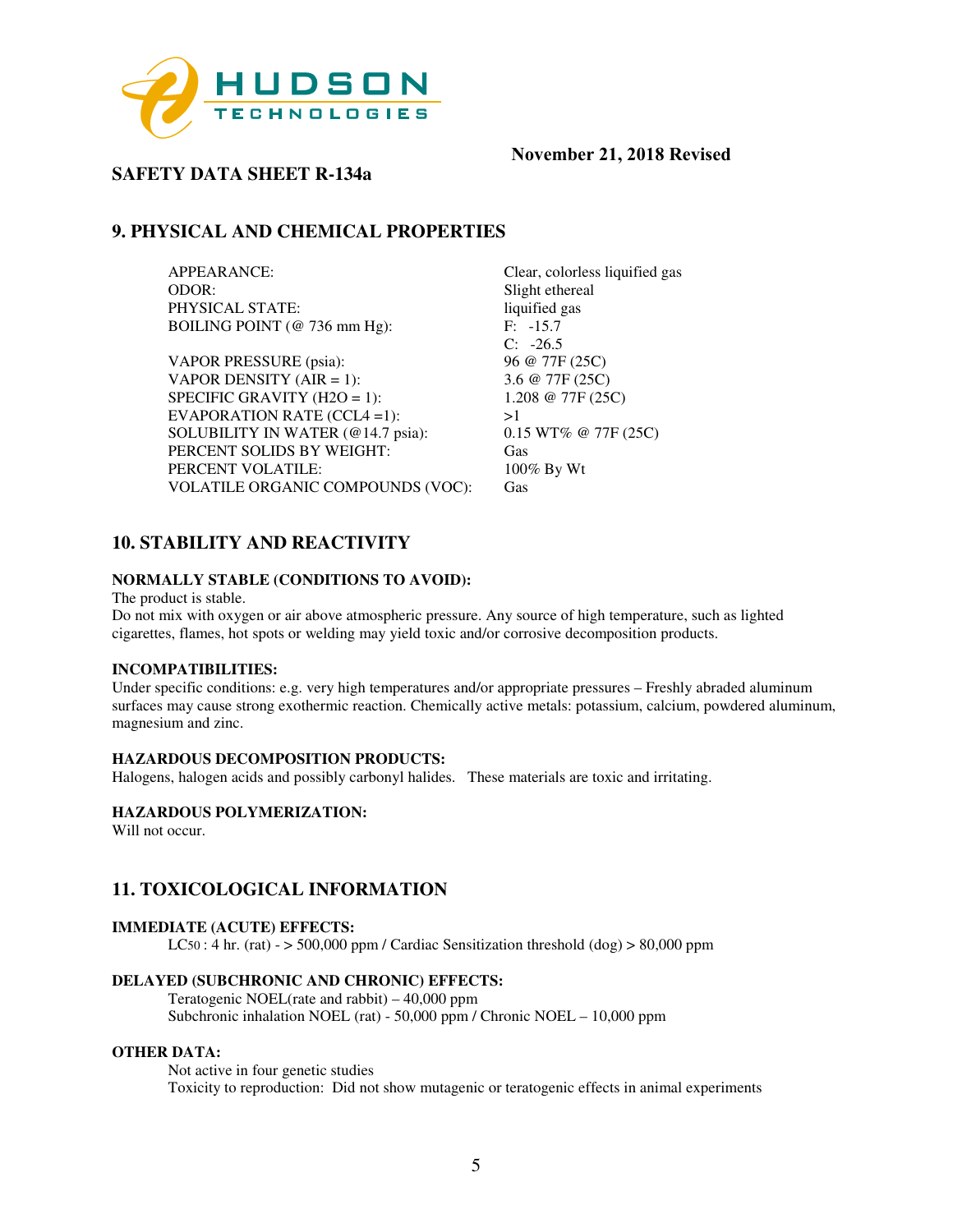SAFETY DATA SHEET R-134a

November 21, 2018 Revised

## 9. PHYSICAL AND CHEMICAL PROPERTIES

| | |
|---|---|
| APPEARANCE: | Clear, colorless liquified gas |
| ODOR: | Slight ethereal |
| PHYSICAL STATE: | liquified gas |
| BOILING POINT (@ 736 mm Hg): | F: -15.7<br>C: -26.5 |
| VAPOR PRESSURE (psia): | 96 @ 77F (25C) |
| VAPOR DENSITY (AIR = 1): | 3.6 @ 77F (25C) |
| SPECIFIC GRAVITY (H2O = 1): | 1.208 @ 77F (25C) |
| EVAPORATION RATE (CCL4 =1): | >1 |
| SOLUBILITY IN WATER (@14.7 psia): | 0.15 WT% @ 77F (25C) |
| PERCENT SOLIDS BY WEIGHT: | Gas |
| PERCENT VOLATILE: | 100% By Wt |
| VOLATILE ORGANIC COMPOUNDS (VOC): | Gas |

## 10. STABILITY AND REACTIVITY

**NORMALLY STABLE (CONDITIONS TO AVOID):**
The product is stable.
Do not mix with oxygen or air above atmospheric pressure. Any source of high temperature, such as lighted cigarettes, flames, hot spots or welding may yield toxic and/or corrosive decomposition products.

**INCOMPATIBILITIES:**
Under specific conditions: e.g. very high temperatures and/or appropriate pressures – Freshly abraded aluminum surfaces may cause strong exothermic reaction. Chemically active metals: potassium, calcium, powdered aluminum, magnesium and zinc.

**HAZARDOUS DECOMPOSITION PRODUCTS:**
Halogens, halogen acids and possibly carbonyl halides. These materials are toxic and irritating.

**HAZARDOUS POLYMERIZATION:**
Will not occur.

## 11. TOXICOLOGICAL INFORMATION

**IMMEDIATE (ACUTE) EFFECTS:**
$LC_{50}$ : 4 hr. (rat) - > 500,000 ppm / Cardiac Sensitization threshold (dog) > 80,000 ppm

**DELAYED (SUBCHRONIC AND CHRONIC) EFFECTS:**
Teratogenic NOEL(rate and rabbit) – 40,000 ppm
Subchronic inhalation NOEL (rat) - 50,000 ppm / Chronic NOEL – 10,000 ppm

**OTHER DATA:**
Not active in four genetic studies
Toxicity to reproduction: Did not show mutagenic or teratogenic effects in animal experiments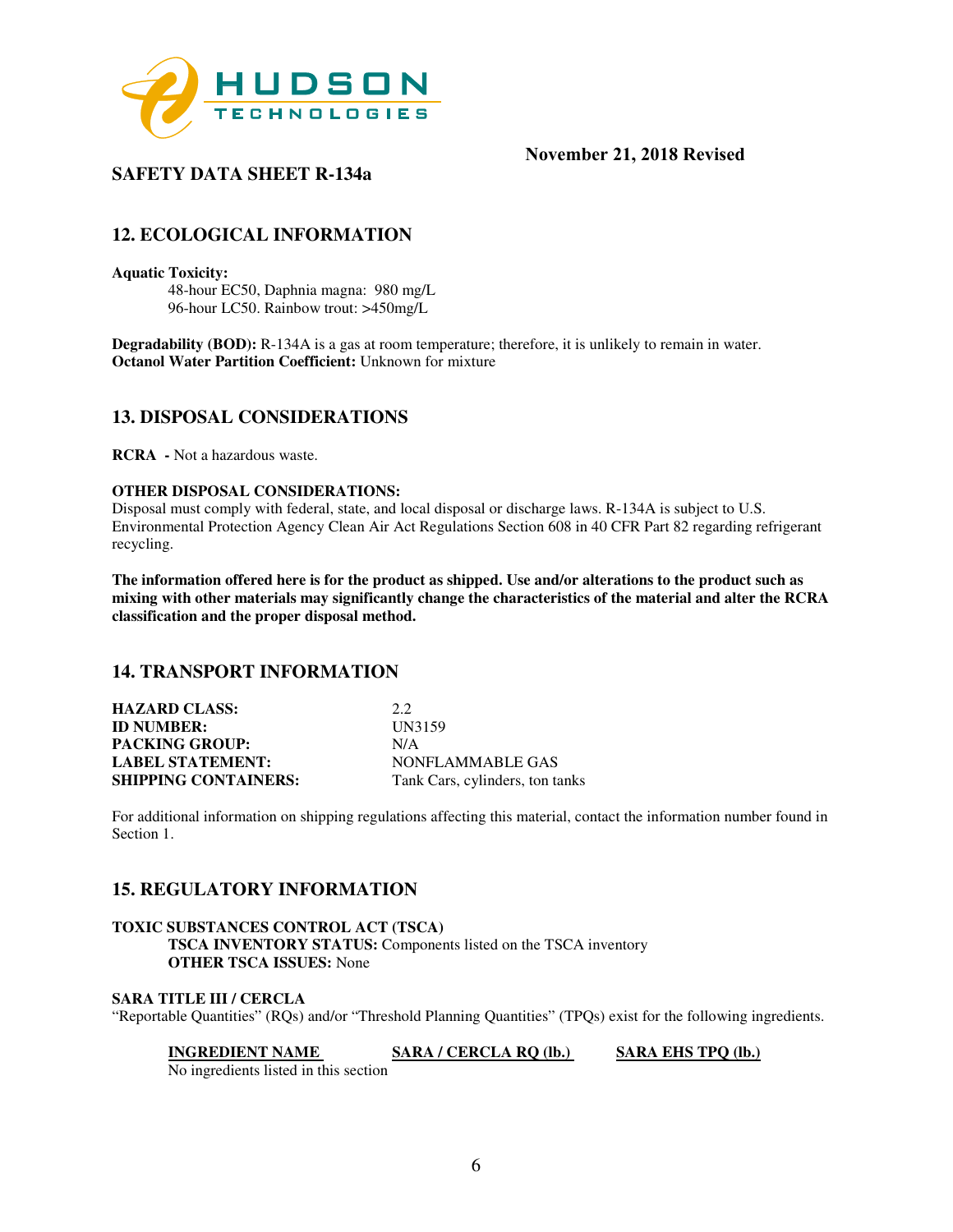**November 21, 2018 Revised**

**SAFETY DATA SHEET R-134a**

## 12. ECOLOGICAL INFORMATION

**Aquatic Toxicity:**

48-hour EC50, Daphnia magna: 980 mg/L
96-hour LC50. Rainbow trout: >450mg/L

**Degradability (BOD):** R-134A is a gas at room temperature; therefore, it is unlikely to remain in water.
**Octanol Water Partition Coefficient:** Unknown for mixture

## 13. DISPOSAL CONSIDERATIONS

**RCRA -** Not a hazardous waste.

**OTHER DISPOSAL CONSIDERATIONS:**
Disposal must comply with federal, state, and local disposal or discharge laws. R-134A is subject to U.S. Environmental Protection Agency Clean Air Act Regulations Section 608 in 40 CFR Part 82 regarding refrigerant recycling.

**The information offered here is for the product as shipped. Use and/or alterations to the product such as mixing with other materials may significantly change the characteristics of the material and alter the RCRA classification and the proper disposal method.**

## 14. TRANSPORT INFORMATION

| | |
|---|---|
| **HAZARD CLASS:** | 2.2 |
| **ID NUMBER:** | UN3159 |
| **PACKING GROUP:** | N/A |
| **LABEL STATEMENT:** | NONFLAMMABLE GAS |
| **SHIPPING CONTAINERS:** | Tank Cars, cylinders, ton tanks |

For additional information on shipping regulations affecting this material, contact the information number found in Section 1.

## 15. REGULATORY INFORMATION

**TOXIC SUBSTANCES CONTROL ACT (TSCA)**

**TSCA INVENTORY STATUS:** Components listed on the TSCA inventory
**OTHER TSCA ISSUES:** None

**SARA TITLE III / CERCLA**
"Reportable Quantities" (RQs) and/or "Threshold Planning Quantities" (TPQs) exist for the following ingredients.

| INGREDIENT NAME | SARA / CERCLA RQ (lb.) | SARA EHS TPQ (lb.) |
|---|---|---|
| No ingredients listed in this section | | |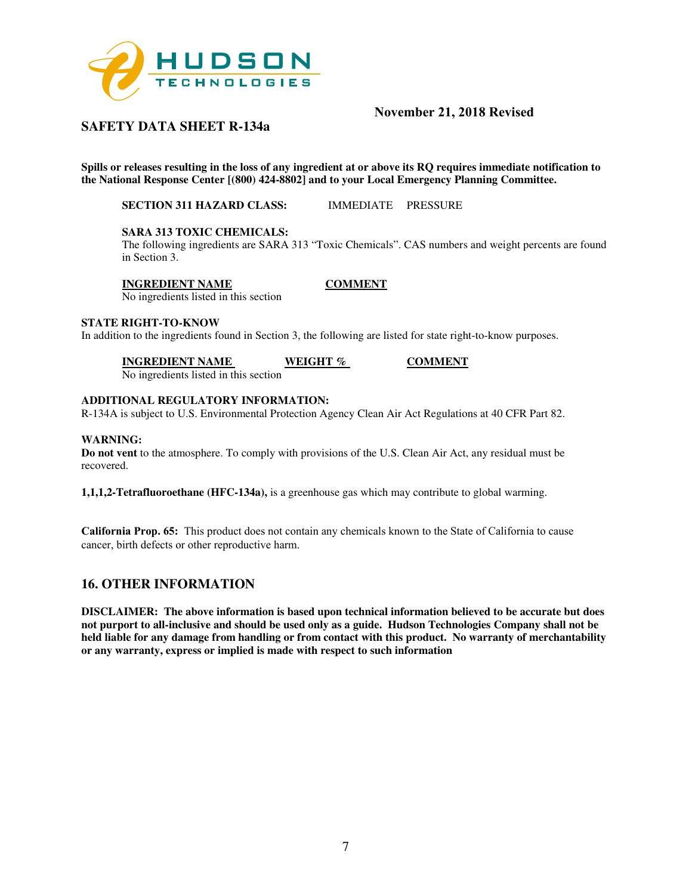**November 21, 2018 Revised**

## SAFETY DATA SHEET R-134a

**Spills or releases resulting in the loss of any ingredient at or above its RQ requires immediate notification to the National Response Center [(800) 424-8802] and to your Local Emergency Planning Committee.**

**SECTION 311 HAZARD CLASS:** IMMEDIATE PRESSURE

**SARA 313 TOXIC CHEMICALS:**
The following ingredients are SARA 313 "Toxic Chemicals". CAS numbers and weight percents are found in Section 3.

| INGREDIENT NAME | COMMENT |
|---|---|
| No ingredients listed in this section | |

**STATE RIGHT-TO-KNOW**
In addition to the ingredients found in Section 3, the following are listed for state right-to-know purposes.

| INGREDIENT NAME | WEIGHT % | COMMENT |
|---|---|---|
| No ingredients listed in this section | | |

**ADDITIONAL REGULATORY INFORMATION:**
R-134A is subject to U.S. Environmental Protection Agency Clean Air Act Regulations at 40 CFR Part 82.

**WARNING:**
**Do not vent** to the atmosphere. To comply with provisions of the U.S. Clean Air Act, any residual must be recovered.

**1,1,1,2-Tetrafluoroethane (HFC-134a),** is a greenhouse gas which may contribute to global warming.

**California Prop. 65:** This product does not contain any chemicals known to the State of California to cause cancer, birth defects or other reproductive harm.

## 16. OTHER INFORMATION

**DISCLAIMER: The above information is based upon technical information believed to be accurate but does not purport to all-inclusive and should be used only as a guide. Hudson Technologies Company shall not be held liable for any damage from handling or from contact with this product. No warranty of merchantability or any warranty, express or implied is made with respect to such information**